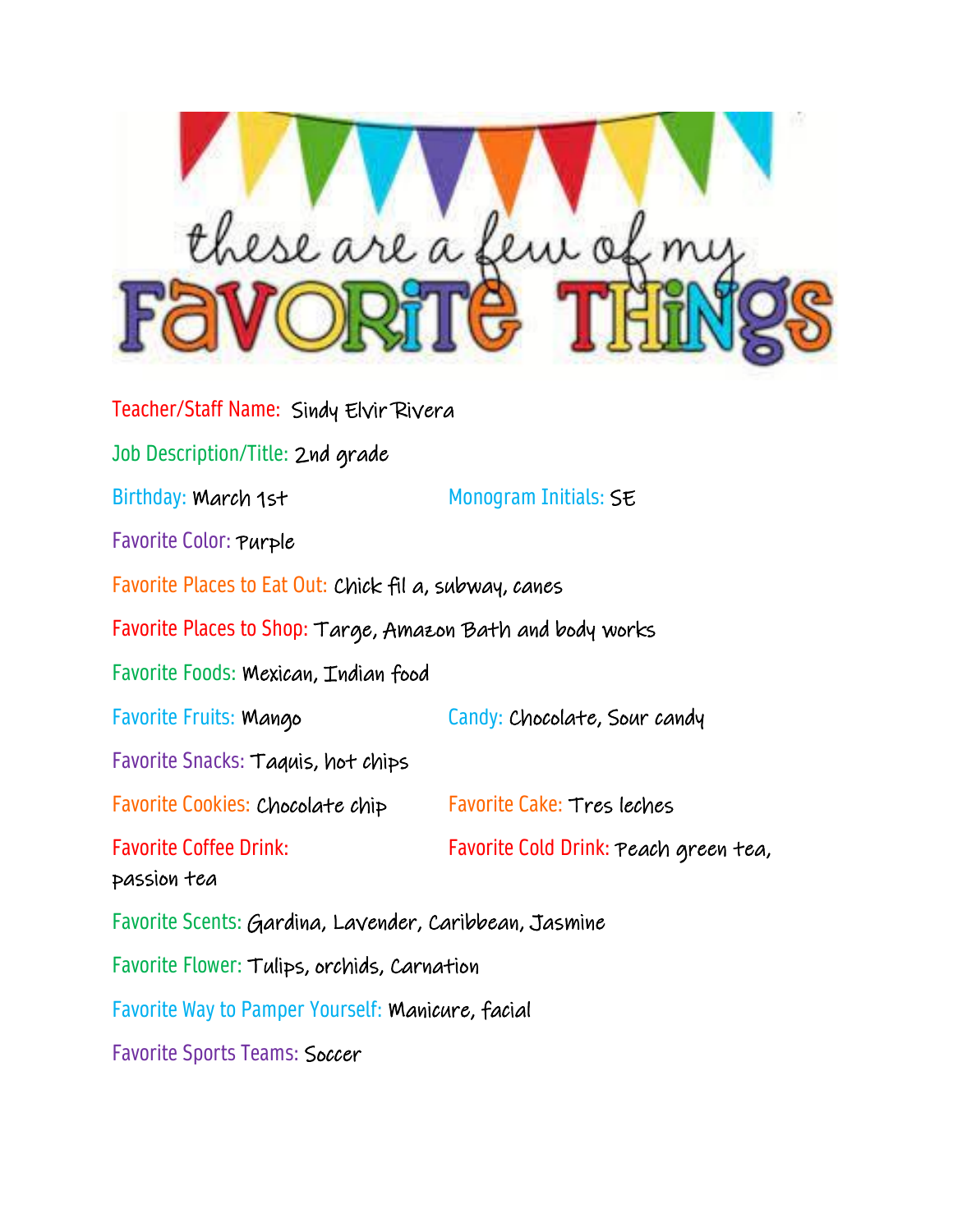# these are a few of my FAVORITE THINGS

Teacher/Staff Name: Sindy Elvir Rivera

Job Description/Title: 2nd grade

Birthday: March 1st

Monogram Initials: SE

Favorite Color: Purple

Favorite Places to Eat Out: Chick fil a, subway, canes

Favorite Places to Shop: Targe, Amazon Bath and body works

Favorite Foods: Mexican, Indian food

Favorite Fruits: Mango

Candy: Chocolate, Sour candy

Favorite Snacks: Taquis, hot chips

Favorite Cookies: Chocolate chip

Favorite Cake: Tres leches

Favorite Coffee Drink:

Favorite Cold Drink: Peach green tea, passion tea

Favorite Scents: Gardina, Lavender, Caribbean, Jasmine

Favorite Flower: Tulips, orchids, Carnation

Favorite Way to Pamper Yourself: Manicure, facial

Favorite Sports Teams: Soccer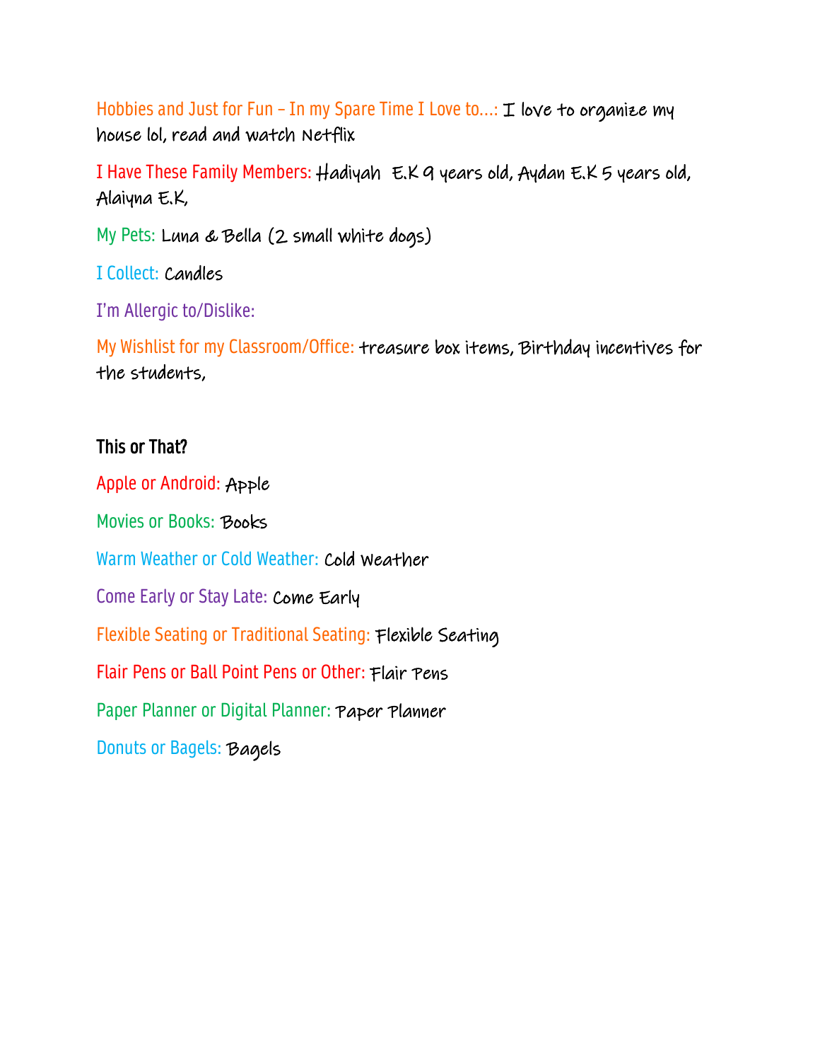Hobbies and Just for Fun – In my Spare Time I Love to…: I love to organize my house lol, read and watch Netflix

I Have These Family Members: Hadiyah E.K 9 years old, Aydan E.K 5 years old, Alaiyna E.K,

My Pets: Luna & Bella (2 small white dogs)

I Collect: Candles

I'm Allergic to/Dislike:

My Wishlist for my Classroom/Office: treasure box items, Birthday incentives for the students,

**This or That?**

Apple or Android: Apple

Movies or Books: Books

Warm Weather or Cold Weather: Cold Weather

Come Early or Stay Late: Come Early

Flexible Seating or Traditional Seating: Flexible Seating

Flair Pens or Ball Point Pens or Other: Flair Pens

Paper Planner or Digital Planner: Paper Planner

Donuts or Bagels: Bagels